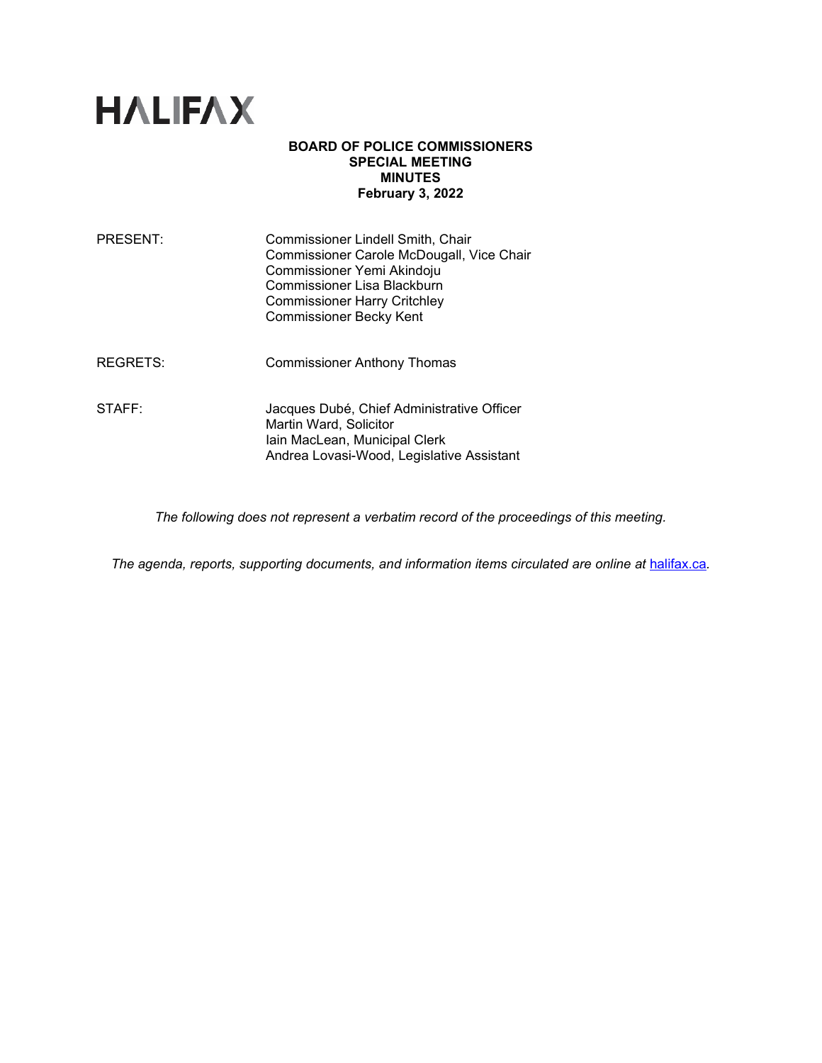# HALIFAX

**BOARD OF POLICE COMMISSIONERS**
**SPECIAL MEETING**
**MINUTES**
**February 3, 2022**

| | |
|---|---|
| PRESENT: | Commissioner Lindell Smith, Chair<br>Commissioner Carole McDougall, Vice Chair<br>Commissioner Yemi Akindoju<br>Commissioner Lisa Blackburn<br>Commissioner Harry Critchley<br>Commissioner Becky Kent |
| REGRETS: | Commissioner Anthony Thomas |
| STAFF: | Jacques Dubé, Chief Administrative Officer<br>Martin Ward, Solicitor<br>Iain MacLean, Municipal Clerk<br>Andrea Lovasi-Wood, Legislative Assistant |

*The following does not represent a verbatim record of the proceedings of this meeting.*

*The agenda, reports, supporting documents, and information items circulated are online at* [halifax.ca](halifax.ca)*.*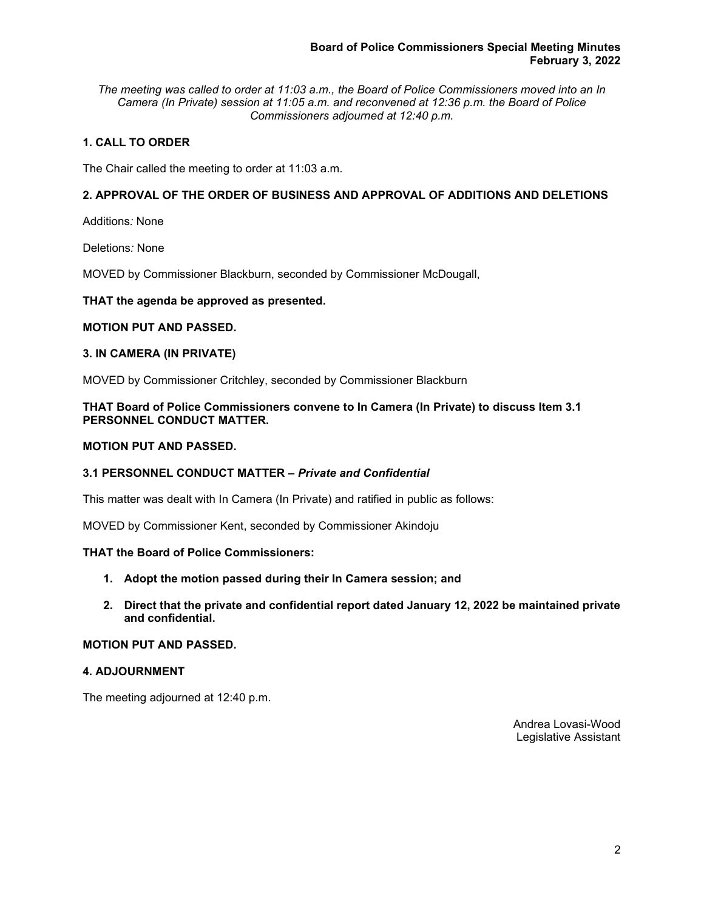**Board of Police Commissioners Special Meeting Minutes**
**February 3, 2022**

*The meeting was called to order at 11:03 a.m., the Board of Police Commissioners moved into an In Camera (In Private) session at 11:05 a.m. and reconvened at 12:36 p.m. the Board of Police Commissioners adjourned at 12:40 p.m.*

## 1. CALL TO ORDER

The Chair called the meeting to order at 11:03 a.m.

## 2. APPROVAL OF THE ORDER OF BUSINESS AND APPROVAL OF ADDITIONS AND DELETIONS

Additions*:* None

Deletions*:* None

MOVED by Commissioner Blackburn, seconded by Commissioner McDougall,

**THAT the agenda be approved as presented.**

**MOTION PUT AND PASSED.**

## 3. IN CAMERA (IN PRIVATE)

MOVED by Commissioner Critchley, seconded by Commissioner Blackburn

**THAT Board of Police Commissioners convene to In Camera (In Private) to discuss Item 3.1 PERSONNEL CONDUCT MATTER.**

**MOTION PUT AND PASSED.**

### 3.1 PERSONNEL CONDUCT MATTER – *Private and Confidential*

This matter was dealt with In Camera (In Private) and ratified in public as follows:

MOVED by Commissioner Kent, seconded by Commissioner Akindoju

**THAT the Board of Police Commissioners:**

1. **Adopt the motion passed during their In Camera session; and**
2. **Direct that the private and confidential report dated January 12, 2022 be maintained private and confidential.**

**MOTION PUT AND PASSED.**

## 4. ADJOURNMENT

The meeting adjourned at 12:40 p.m.

Andrea Lovasi-Wood
Legislative Assistant